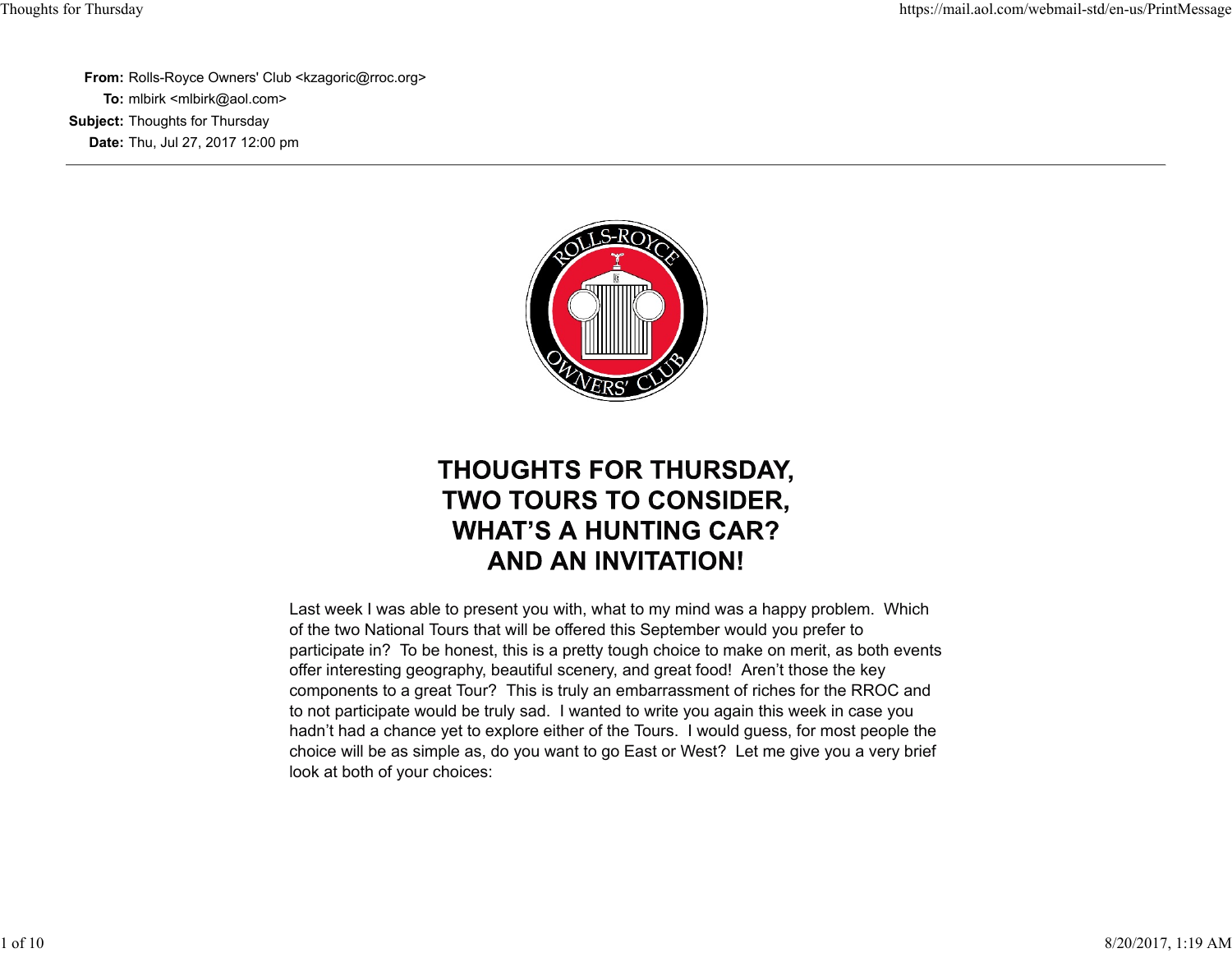**From:** Rolls-Royce Owners' Club <kzagoric@rroc.org>
**To:** mlbirk <mlbirk@aol.com>
**Subject:** Thoughts for Thursday
**Date:** Thu, Jul 27, 2017 12:00 pm

---

# THOUGHTS FOR THURSDAY, TWO TOURS TO CONSIDER, WHAT'S A HUNTING CAR? AND AN INVITATION!

Last week I was able to present you with, what to my mind was a happy problem. Which of the two National Tours that will be offered this September would you prefer to participate in? To be honest, this is a pretty tough choice to make on merit, as both events offer interesting geography, beautiful scenery, and great food! Aren't those the key components to a great Tour? This is truly an embarrassment of riches for the RROC and to not participate would be truly sad. I wanted to write you again this week in case you hadn't had a chance yet to explore either of the Tours. I would guess, for most people the choice will be as simple as, do you want to go East or West? Let me give you a very brief look at both of your choices: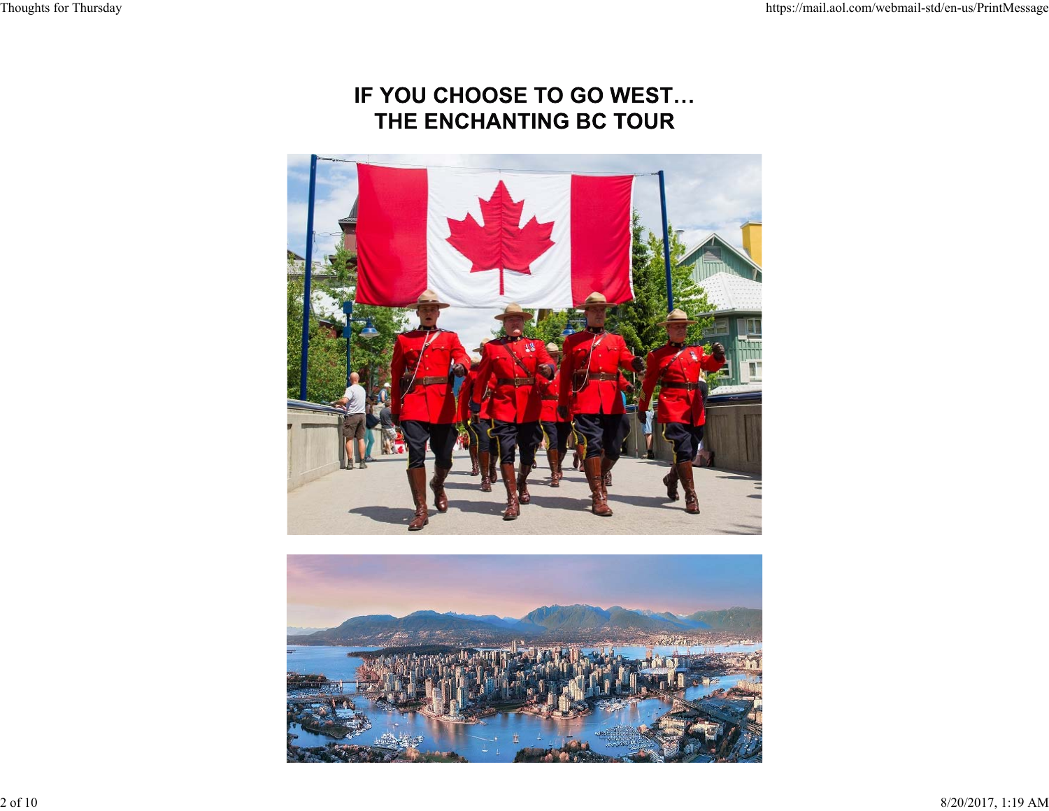# IF YOU CHOOSE TO GO WEST…
# THE ENCHANTING BC TOUR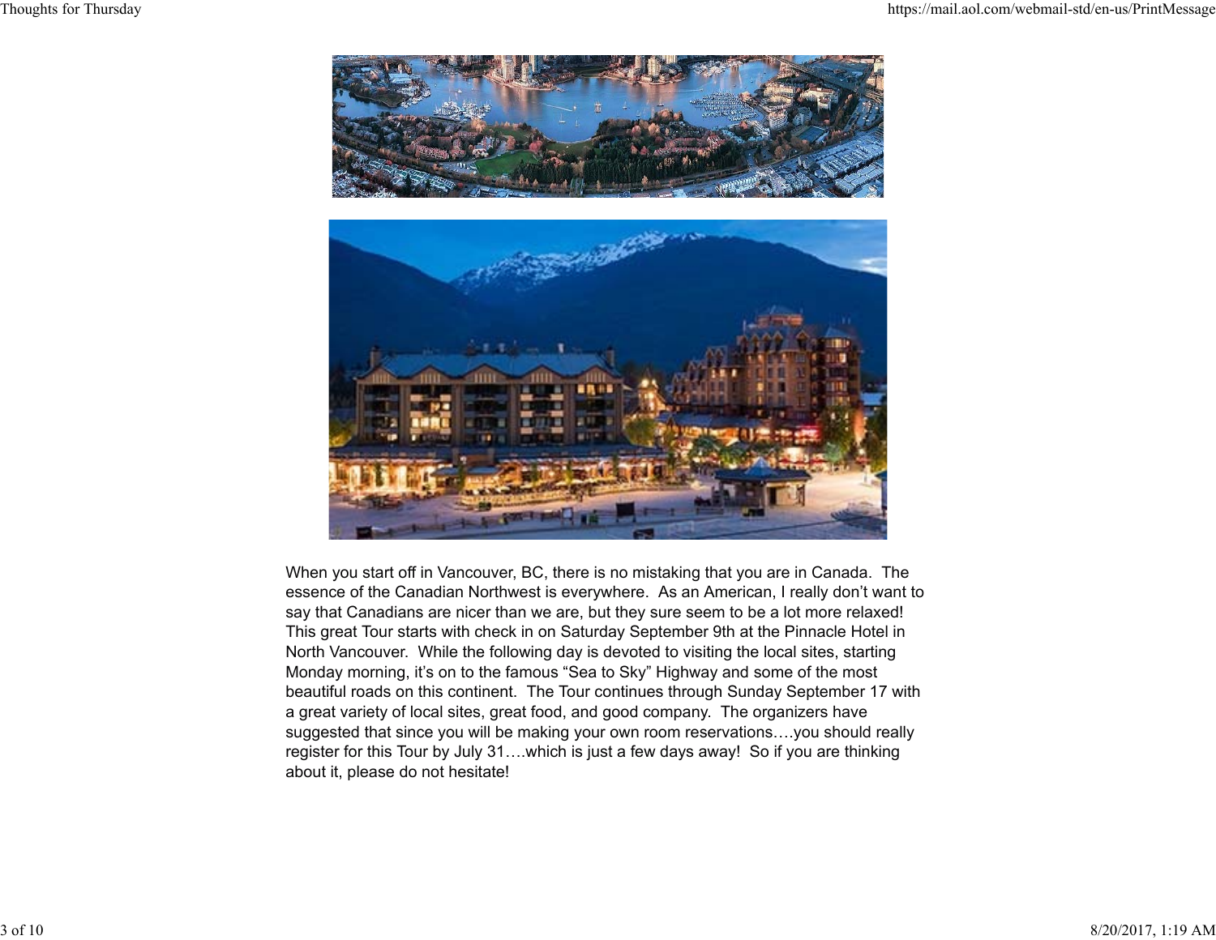When you start off in Vancouver, BC, there is no mistaking that you are in Canada. The essence of the Canadian Northwest is everywhere. As an American, I really don't want to say that Canadians are nicer than we are, but they sure seem to be a lot more relaxed! This great Tour starts with check in on Saturday September 9th at the Pinnacle Hotel in North Vancouver. While the following day is devoted to visiting the local sites, starting Monday morning, it's on to the famous "Sea to Sky" Highway and some of the most beautiful roads on this continent. The Tour continues through Sunday September 17 with a great variety of local sites, great food, and good company. The organizers have suggested that since you will be making your own room reservations….you should really register for this Tour by July 31….which is just a few days away! So if you are thinking about it, please do not hesitate!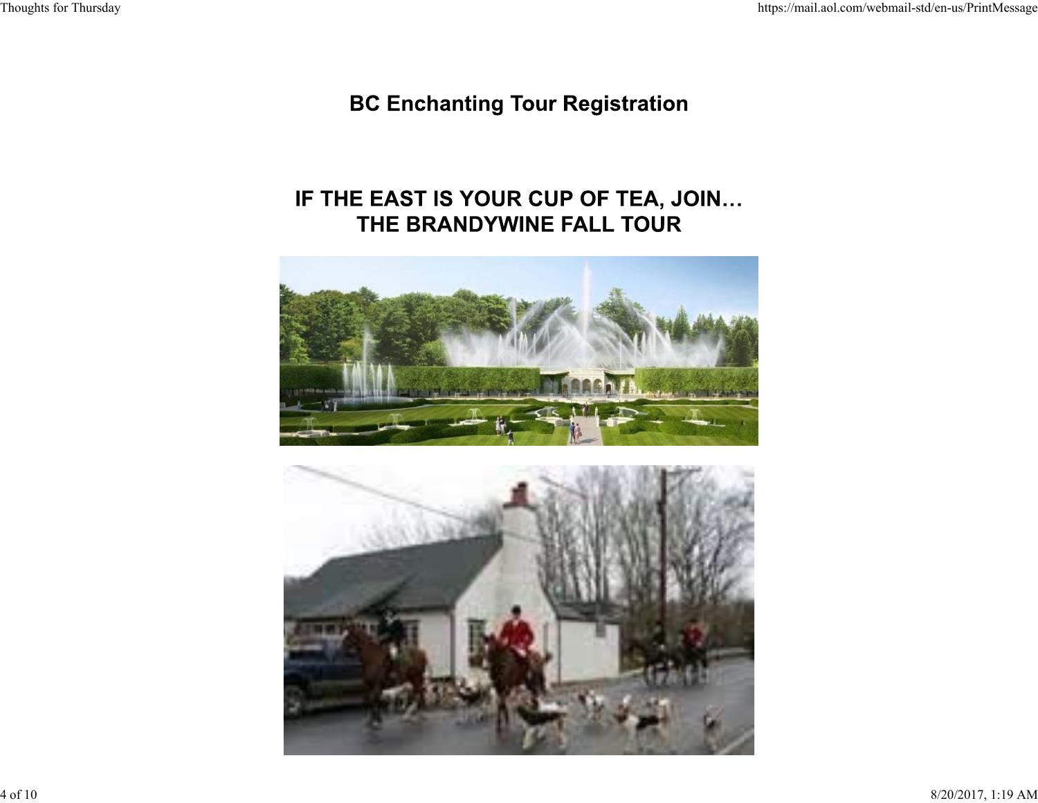## BC Enchanting Tour Registration

## IF THE EAST IS YOUR CUP OF TEA, JOIN… THE BRANDYWINE FALL TOUR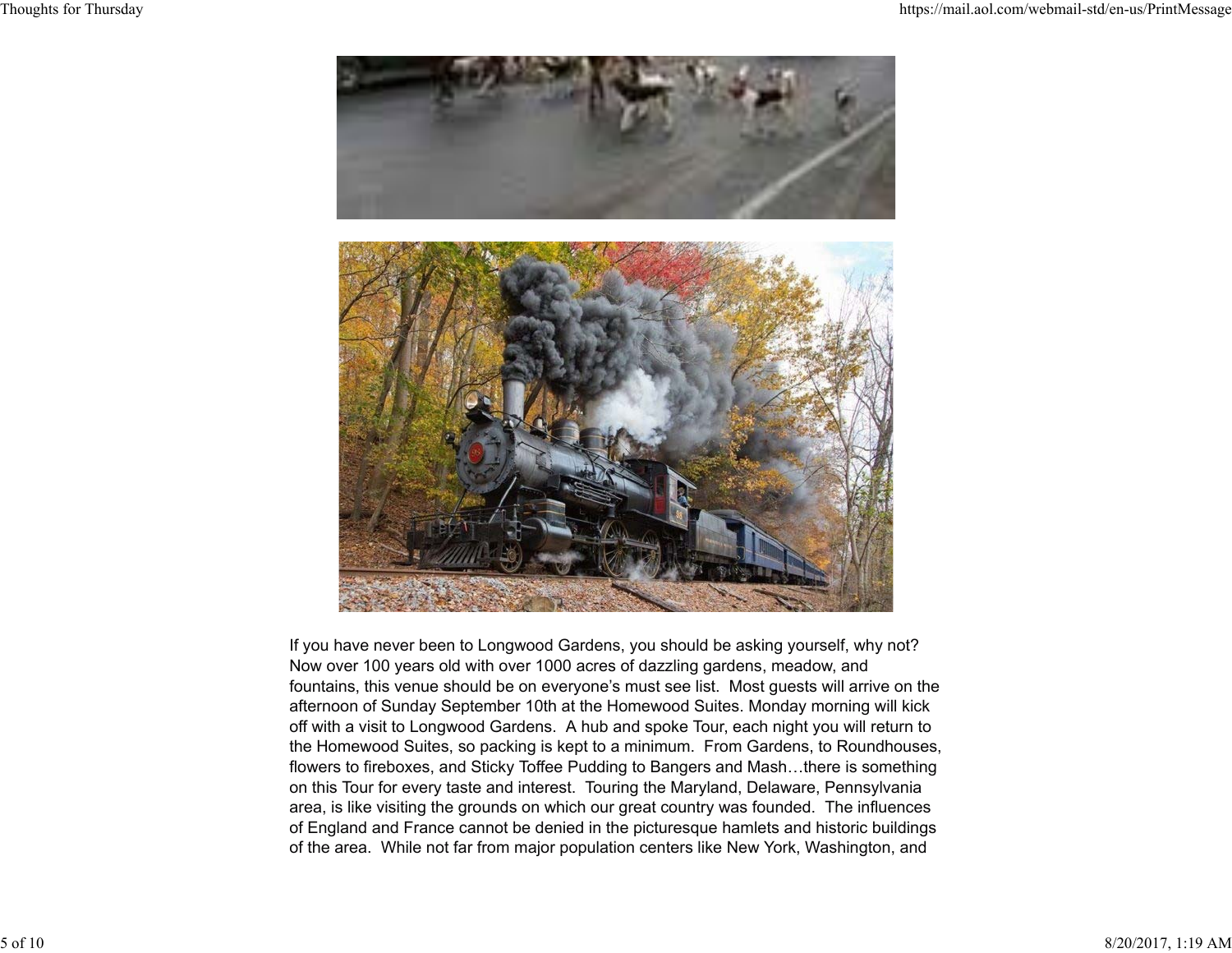If you have never been to Longwood Gardens, you should be asking yourself, why not? Now over 100 years old with over 1000 acres of dazzling gardens, meadow, and fountains, this venue should be on everyone's must see list. Most guests will arrive on the afternoon of Sunday September 10th at the Homewood Suites. Monday morning will kick off with a visit to Longwood Gardens. A hub and spoke Tour, each night you will return to the Homewood Suites, so packing is kept to a minimum. From Gardens, to Roundhouses, flowers to fireboxes, and Sticky Toffee Pudding to Bangers and Mash…there is something on this Tour for every taste and interest. Touring the Maryland, Delaware, Pennsylvania area, is like visiting the grounds on which our great country was founded. The influences of England and France cannot be denied in the picturesque hamlets and historic buildings of the area. While not far from major population centers like New York, Washington, and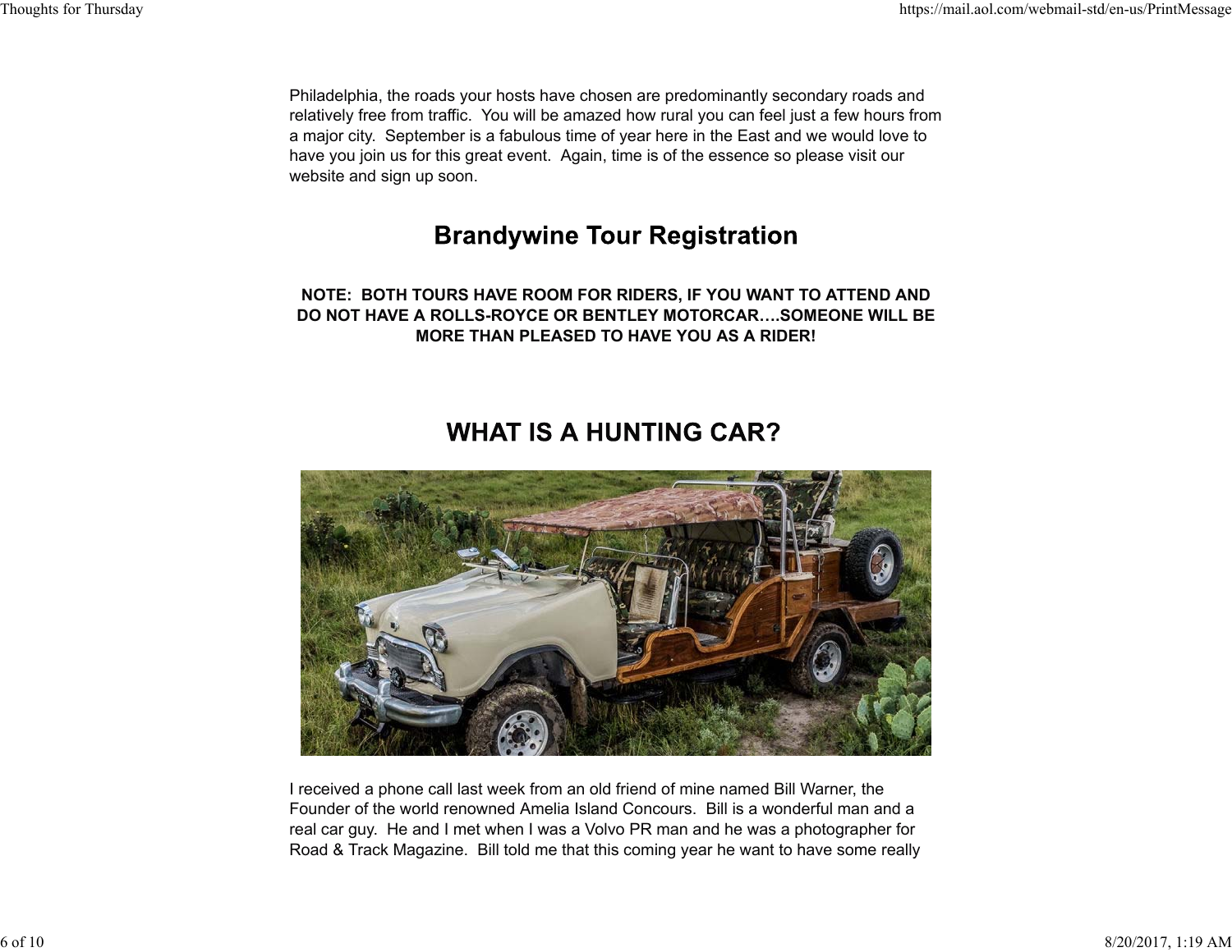Philadelphia, the roads your hosts have chosen are predominantly secondary roads and relatively free from traffic. You will be amazed how rural you can feel just a few hours from a major city. September is a fabulous time of year here in the East and we would love to have you join us for this great event. Again, time is of the essence so please visit our website and sign up soon.

## Brandywine Tour Registration

**NOTE: BOTH TOURS HAVE ROOM FOR RIDERS, IF YOU WANT TO ATTEND AND DO NOT HAVE A ROLLS-ROYCE OR BENTLEY MOTORCAR….SOMEONE WILL BE MORE THAN PLEASED TO HAVE YOU AS A RIDER!**

## WHAT IS A HUNTING CAR?

I received a phone call last week from an old friend of mine named Bill Warner, the Founder of the world renowned Amelia Island Concours. Bill is a wonderful man and a real car guy. He and I met when I was a Volvo PR man and he was a photographer for Road & Track Magazine. Bill told me that this coming year he want to have some really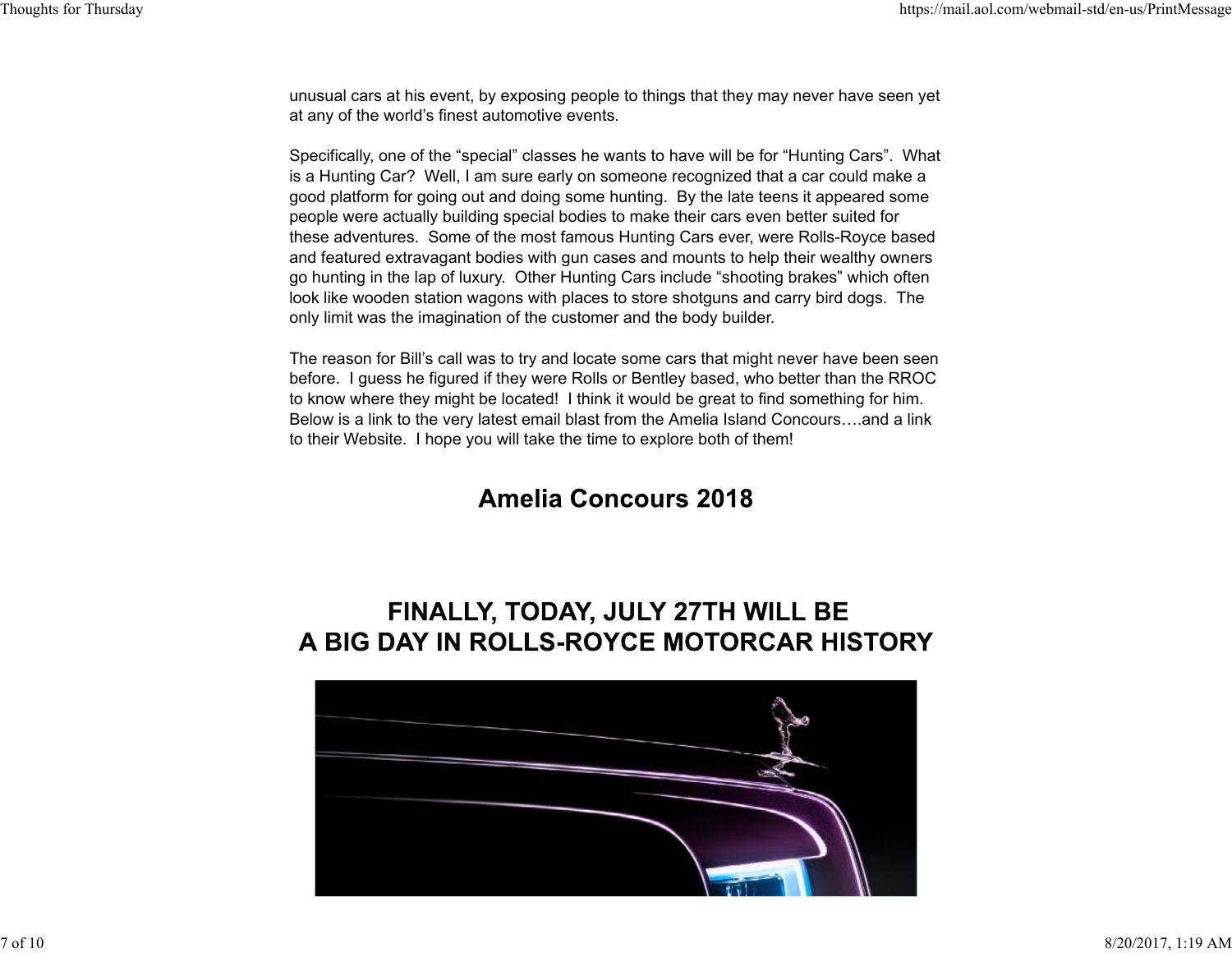unusual cars at his event, by exposing people to things that they may never have seen yet at any of the world's finest automotive events.

Specifically, one of the "special" classes he wants to have will be for "Hunting Cars". What is a Hunting Car? Well, I am sure early on someone recognized that a car could make a good platform for going out and doing some hunting. By the late teens it appeared some people were actually building special bodies to make their cars even better suited for these adventures. Some of the most famous Hunting Cars ever, were Rolls-Royce based and featured extravagant bodies with gun cases and mounts to help their wealthy owners go hunting in the lap of luxury. Other Hunting Cars include "shooting brakes" which often look like wooden station wagons with places to store shotguns and carry bird dogs. The only limit was the imagination of the customer and the body builder.

The reason for Bill's call was to try and locate some cars that might never have been seen before. I guess he figured if they were Rolls or Bentley based, who better than the RROC to know where they might be located! I think it would be great to find something for him. Below is a link to the very latest email blast from the Amelia Island Concours….and a link to their Website. I hope you will take the time to explore both of them!

## Amelia Concours 2018

## FINALLY, TODAY, JULY 27TH WILL BE A BIG DAY IN ROLLS-ROYCE MOTORCAR HISTORY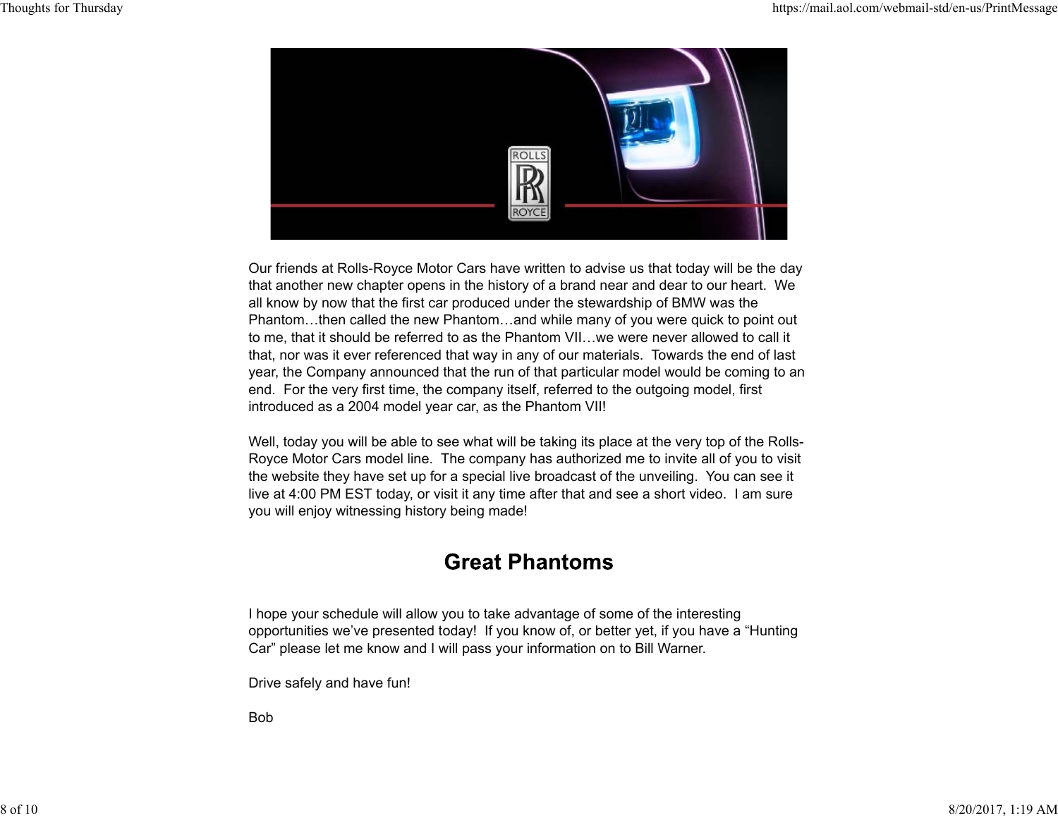Our friends at Rolls-Royce Motor Cars have written to advise us that today will be the day that another new chapter opens in the history of a brand near and dear to our heart. We all know by now that the first car produced under the stewardship of BMW was the Phantom…then called the new Phantom…and while many of you were quick to point out to me, that it should be referred to as the Phantom VII…we were never allowed to call it that, nor was it ever referenced that way in any of our materials. Towards the end of last year, the Company announced that the run of that particular model would be coming to an end. For the very first time, the company itself, referred to the outgoing model, first introduced as a 2004 model year car, as the Phantom VII!

Well, today you will be able to see what will be taking its place at the very top of the Rolls-Royce Motor Cars model line. The company has authorized me to invite all of you to visit the website they have set up for a special live broadcast of the unveiling. You can see it live at 4:00 PM EST today, or visit it any time after that and see a short video. I am sure you will enjoy witnessing history being made!

## Great Phantoms

I hope your schedule will allow you to take advantage of some of the interesting opportunities we've presented today! If you know of, or better yet, if you have a "Hunting Car" please let me know and I will pass your information on to Bill Warner.

Drive safely and have fun!

Bob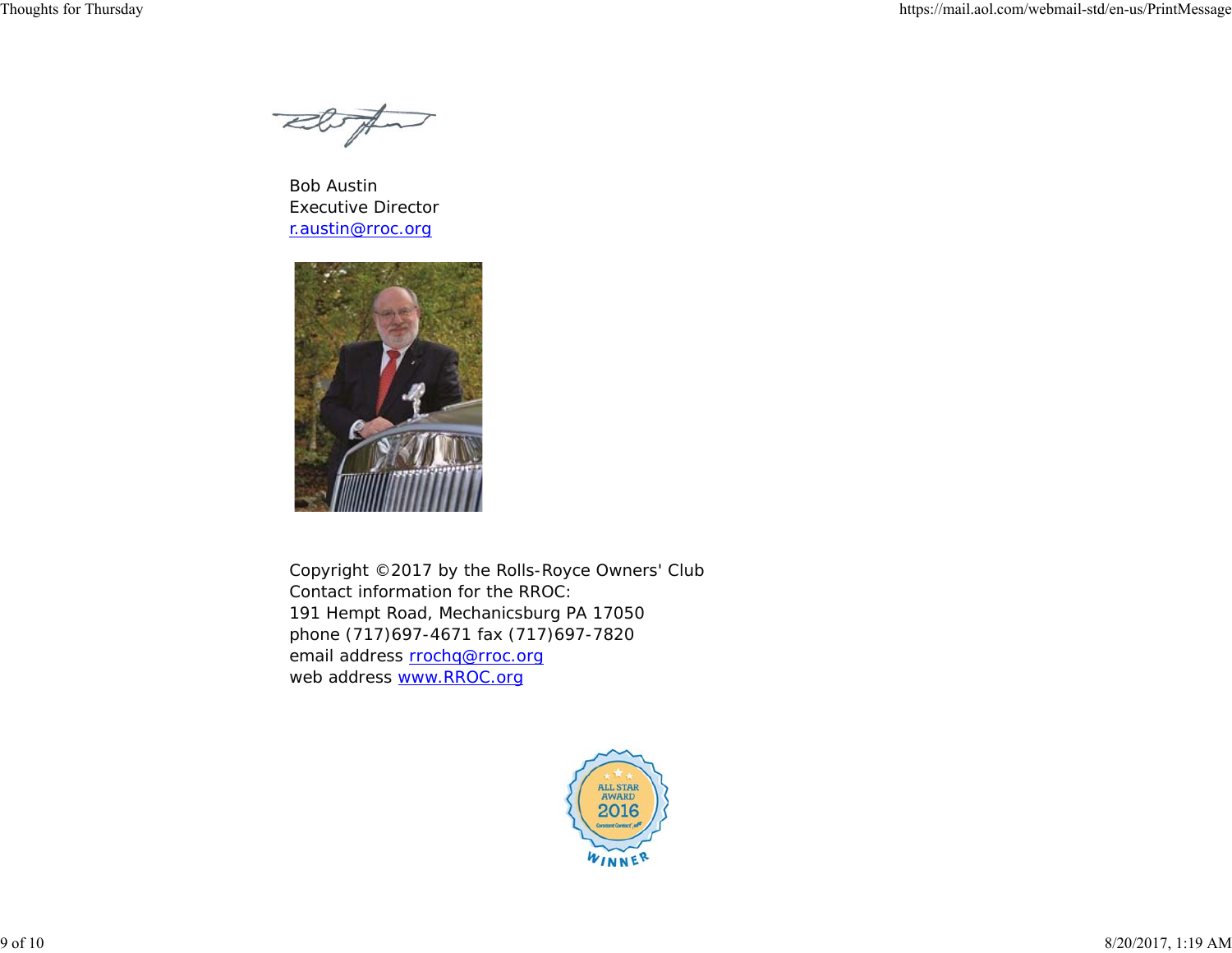Bob Austin
Executive Director
r.austin@rroc.org

Copyright ©2017 by the Rolls-Royce Owners' Club
Contact information for the RROC:
191 Hempt Road, Mechanicsburg PA 17050
phone (717)697-4671 fax (717)697-7820
email address rrochq@rroc.org
web address www.RROC.org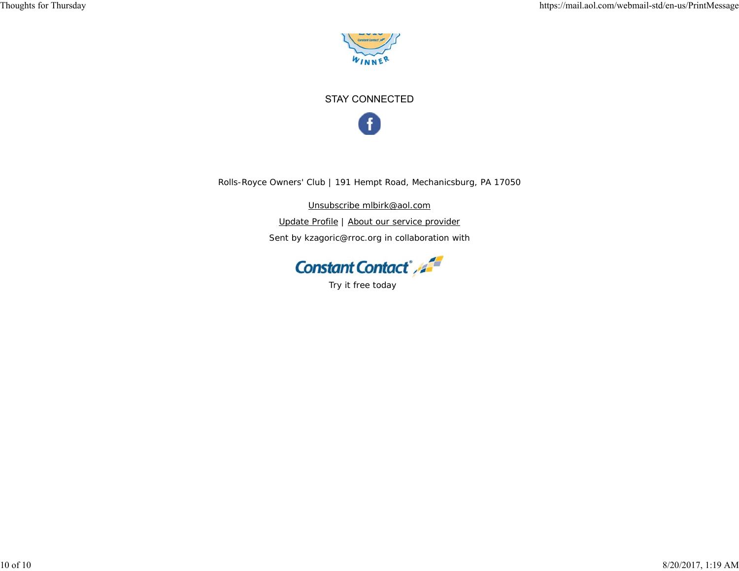STAY CONNECTED

Rolls-Royce Owners' Club | 191 Hempt Road, Mechanicsburg, PA 17050

Unsubscribe mlbirk@aol.com

Update Profile | About our service provider

Sent by kzagoric@rroc.org in collaboration with

Try it free today